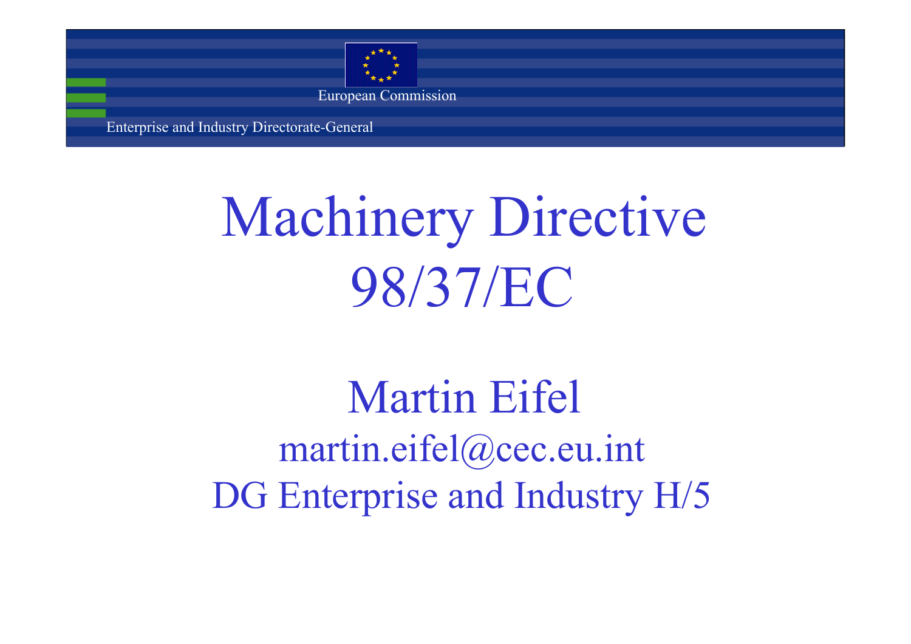European Commission

Enterprise and Industry Directorate-General

# Machinery Directive 98/37/EC

## Martin Eifel

martin.eifel@cec.eu.int

DG Enterprise and Industry H/5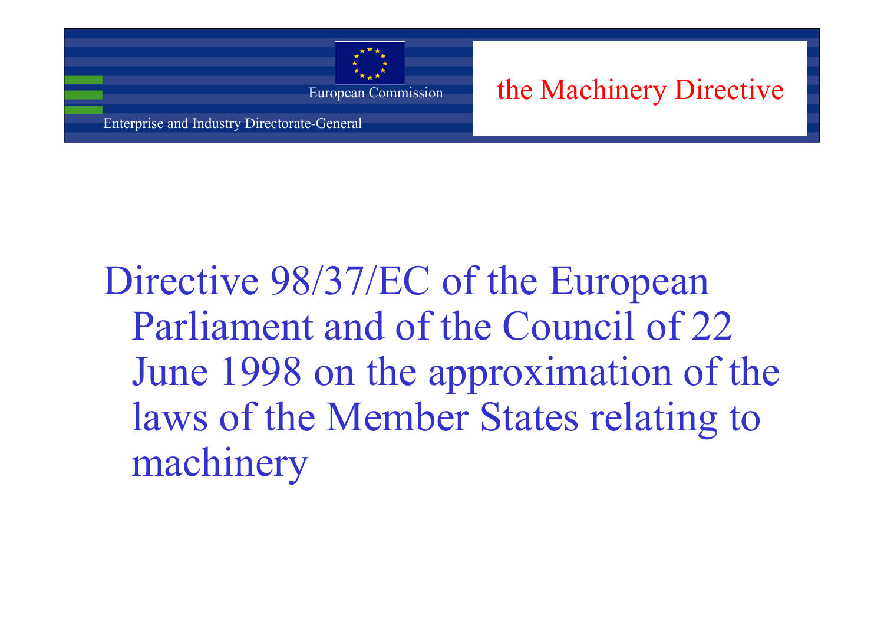Directive 98/37/EC of the European Parliament and of the Council of 22 June 1998 on the approximation of the laws of the Member States relating to machinery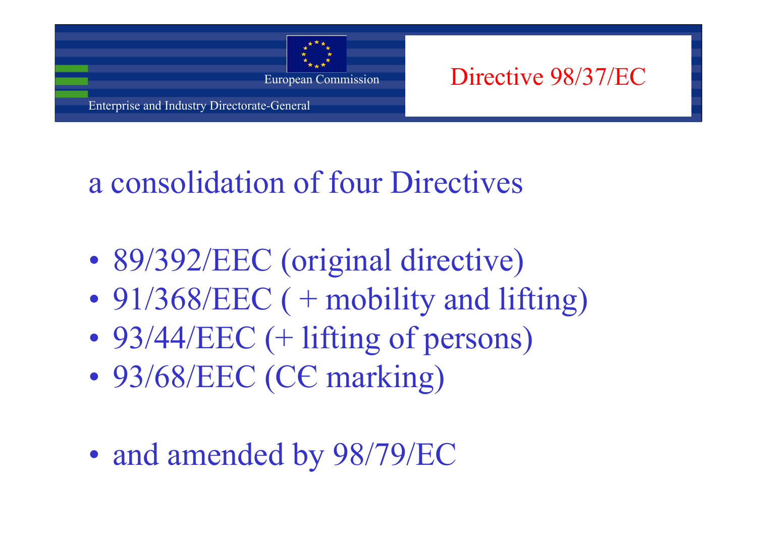# Directive 98/37/EC

## a consolidation of four Directives

- 89/392/EEC (original directive)
- 91/368/EEC ( + mobility and lifting)
- 93/44/EEC (+ lifting of persons)
- 93/68/EEC (CЄ marking)

- and amended by 98/79/EC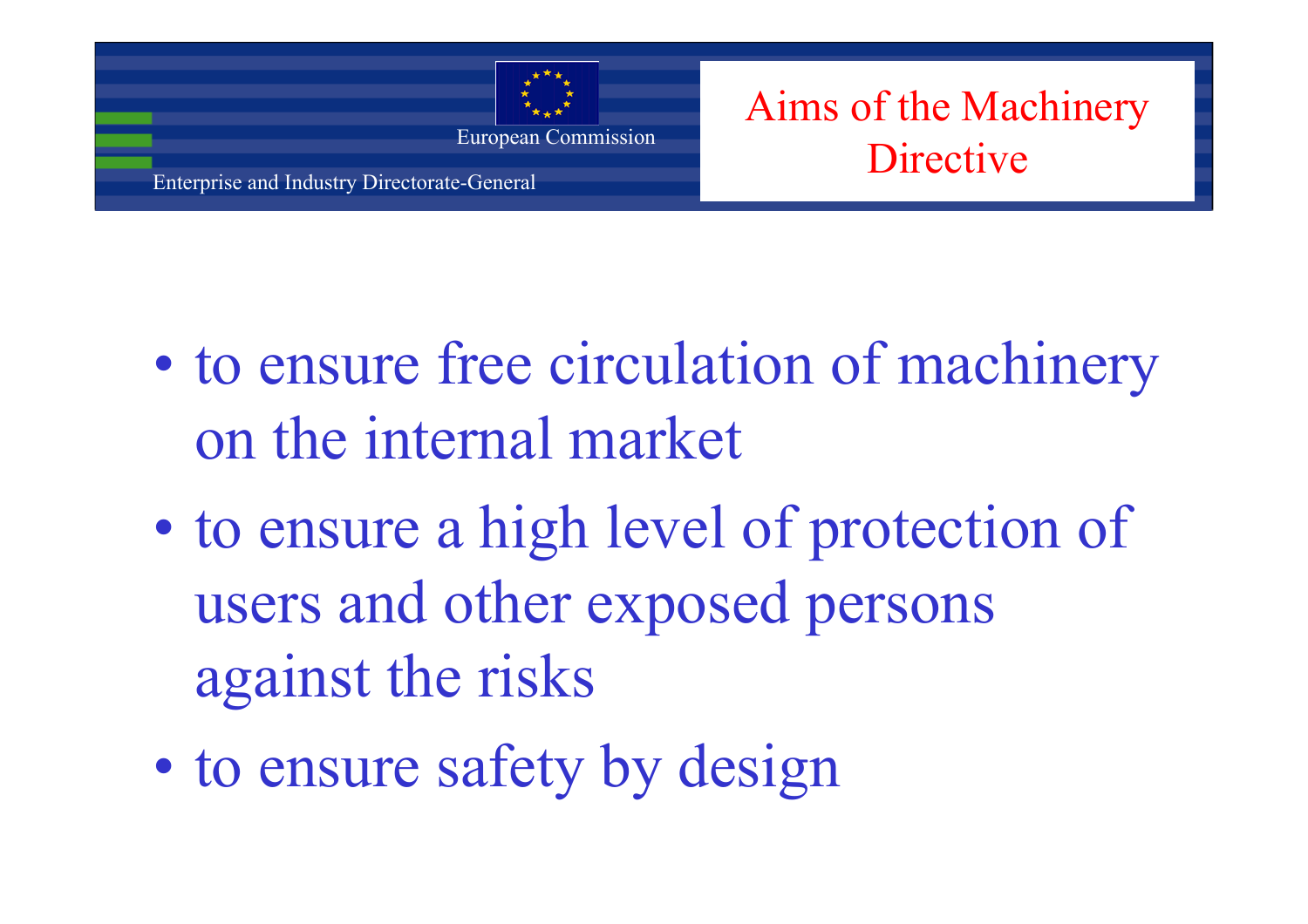# Aims of the Machinery Directive

- to ensure free circulation of machinery on the internal market
- to ensure a high level of protection of users and other exposed persons against the risks
- to ensure safety by design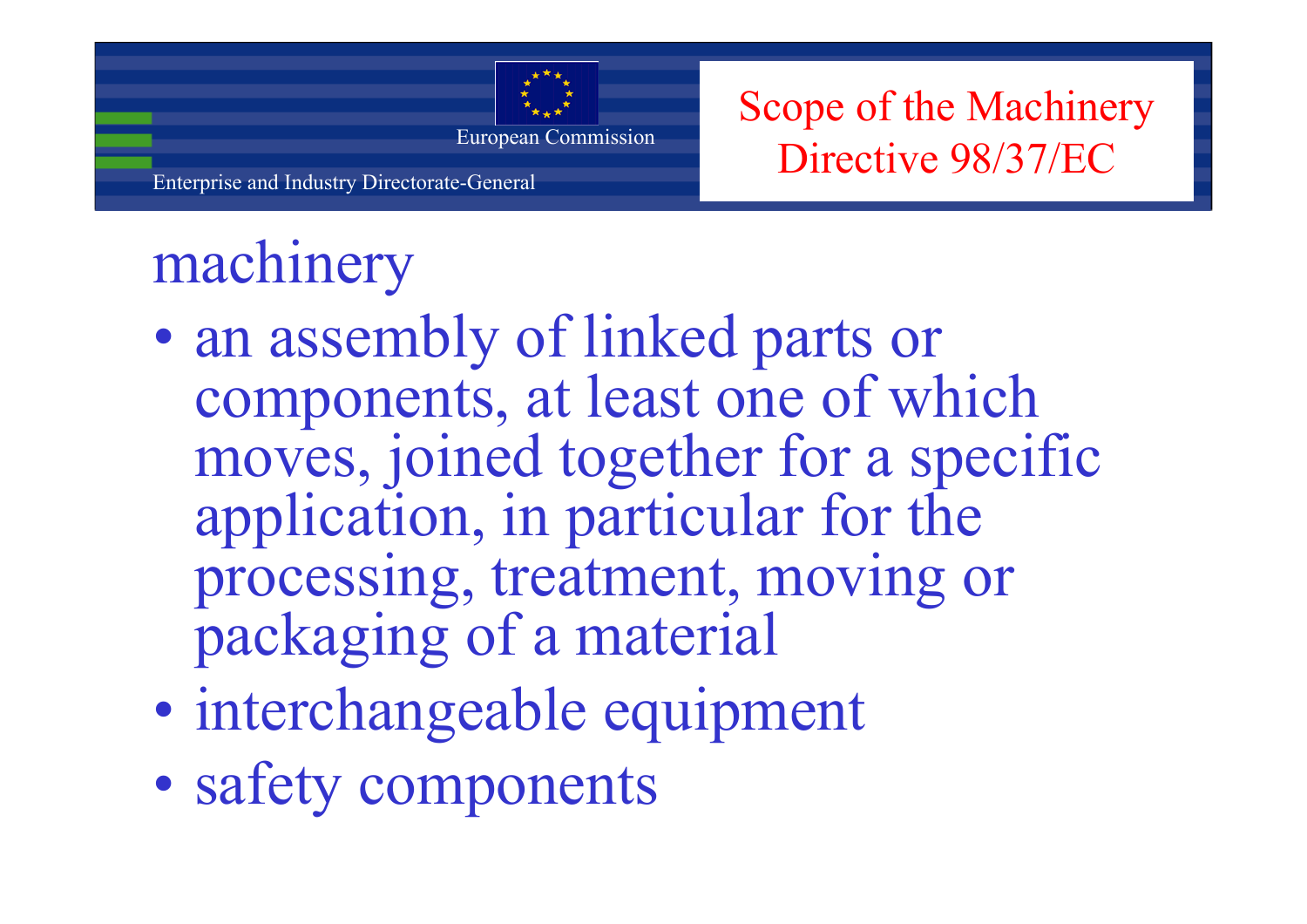# machinery

- an assembly of linked parts or components, at least one of which moves, joined together for a specific application, in particular for the processing, treatment, moving or packaging of a material
- interchangeable equipment
- safety components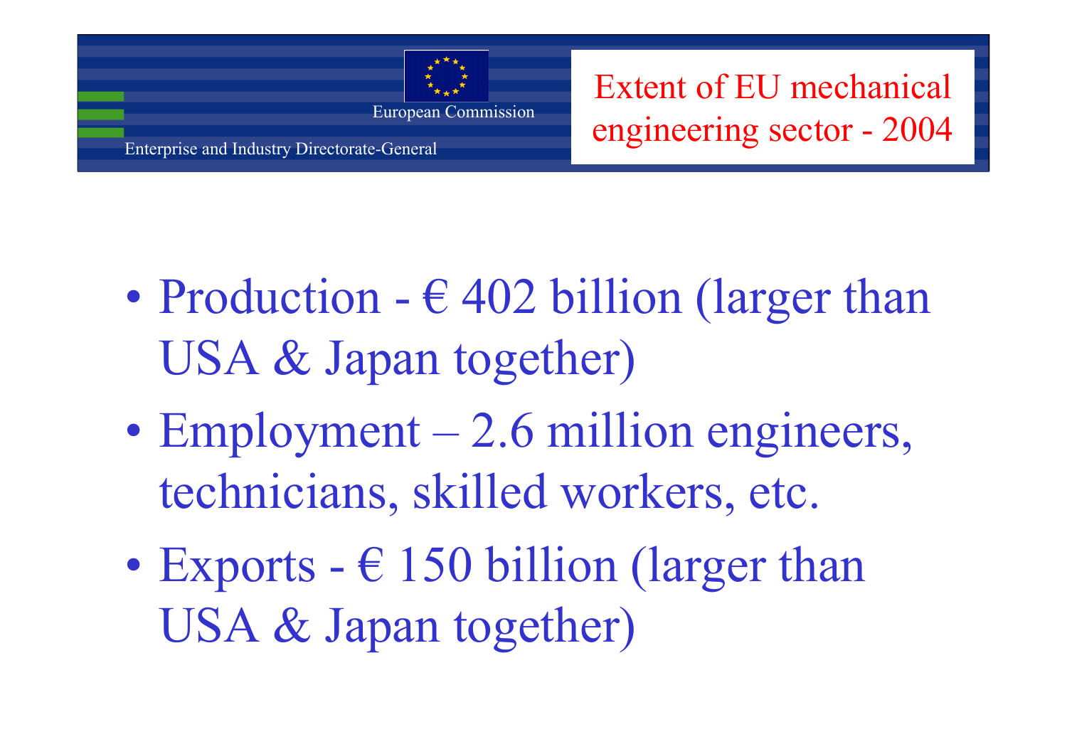# Extent of EU mechanical engineering sector - 2004

- Production - € 402 billion (larger than USA & Japan together)
- Employment – 2.6 million engineers, technicians, skilled workers, etc.
- Exports - € 150 billion (larger than USA & Japan together)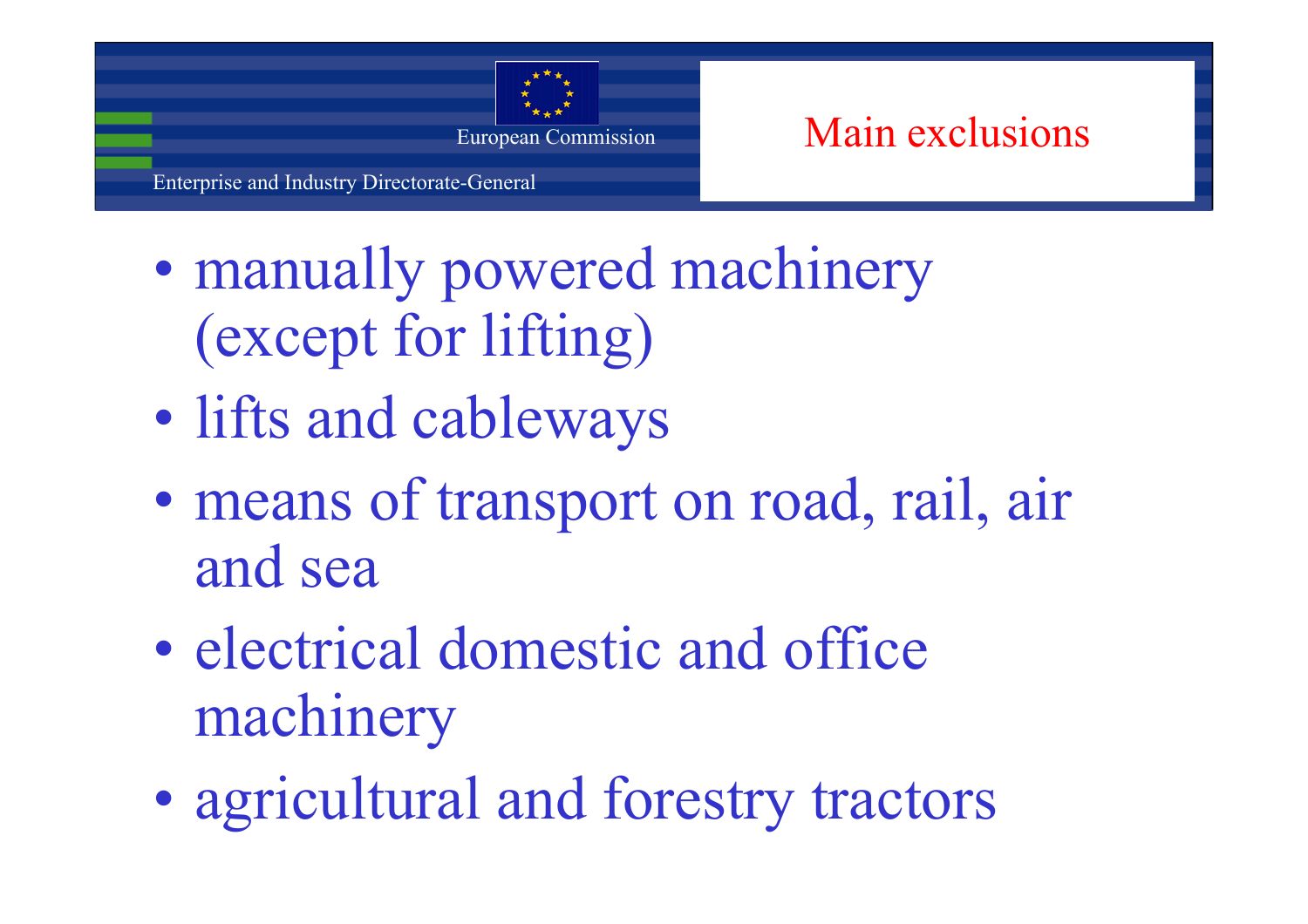# Main exclusions

- manually powered machinery (except for lifting)
- lifts and cableways
- means of transport on road, rail, air and sea
- electrical domestic and office machinery
- agricultural and forestry tractors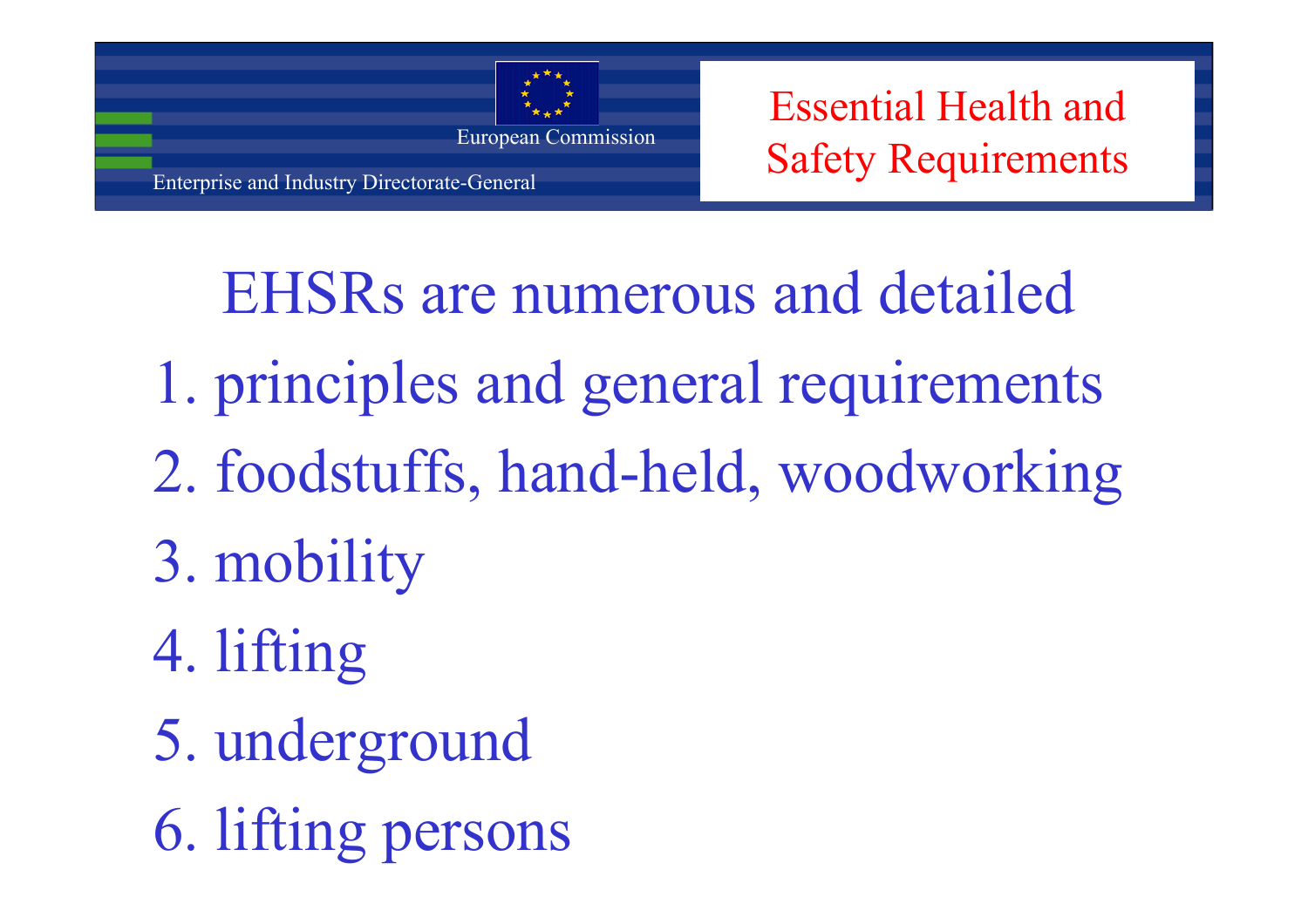# EHSRs are numerous and detailed

1. principles and general requirements
2. foodstuffs, hand-held, woodworking
3. mobility
4. lifting
5. underground
6. lifting persons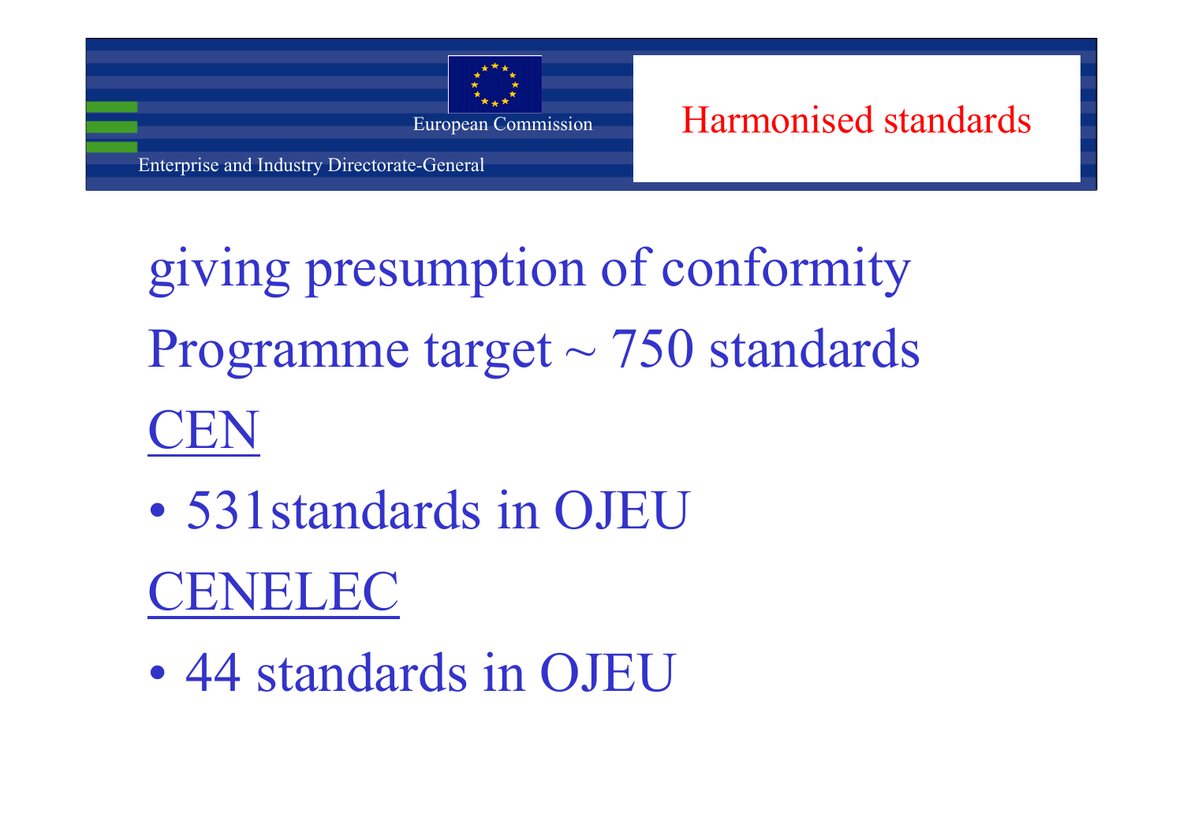# Harmonised standards

giving presumption of conformity

Programme target ~ 750 standards

CEN

- 531standards in OJEU

CENELEC

- 44 standards in OJEU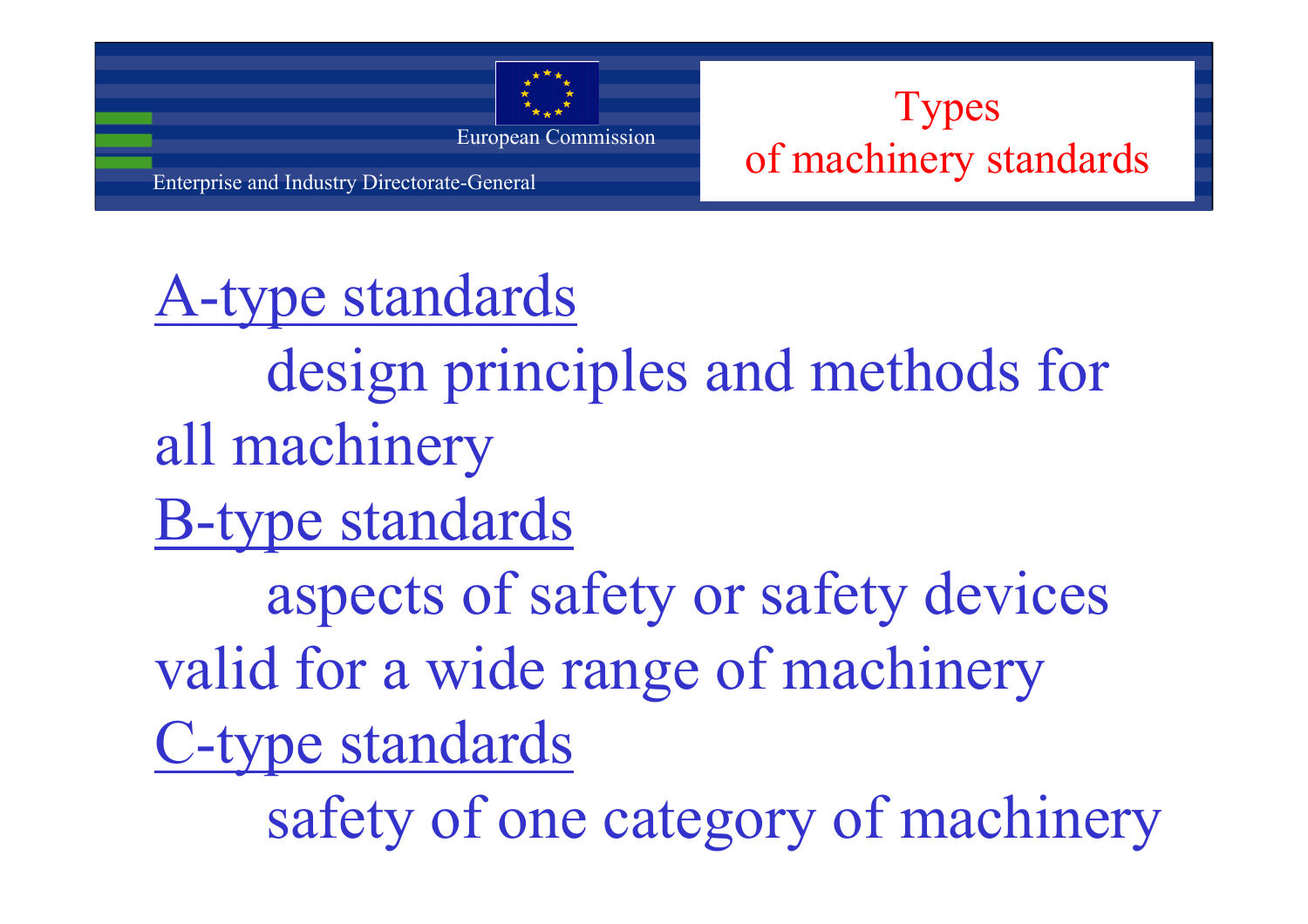# Types of machinery standards

**A-type standards**

design principles and methods for all machinery

**B-type standards**

aspects of safety or safety devices valid for a wide range of machinery

**C-type standards**

safety of one category of machinery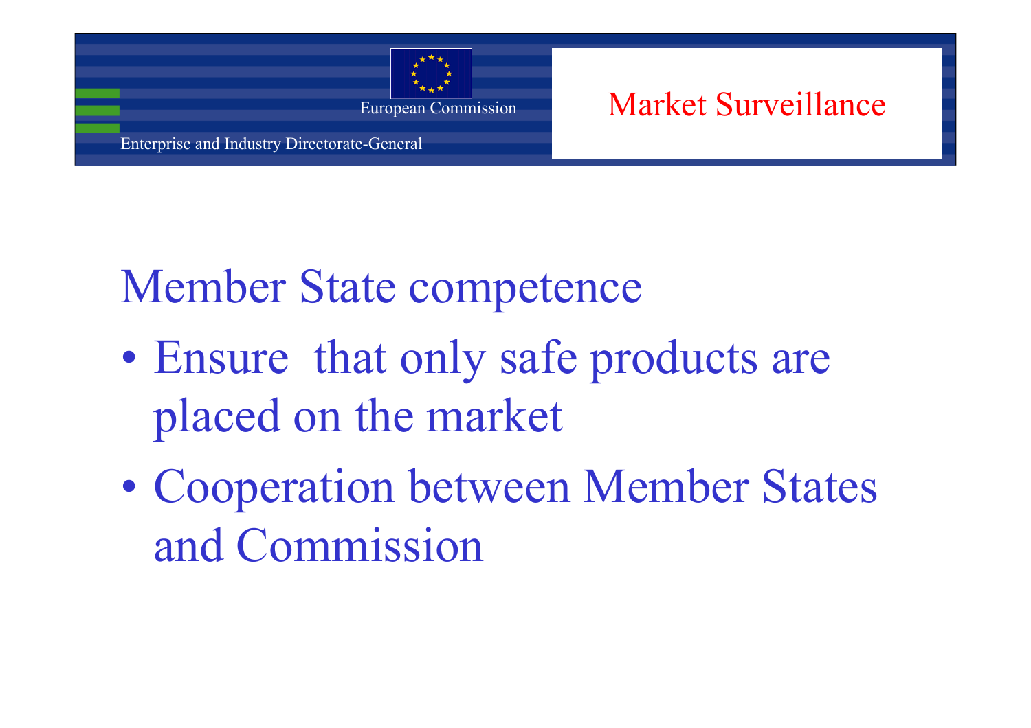# Member State competence

- Ensure that only safe products are placed on the market
- Cooperation between Member States and Commission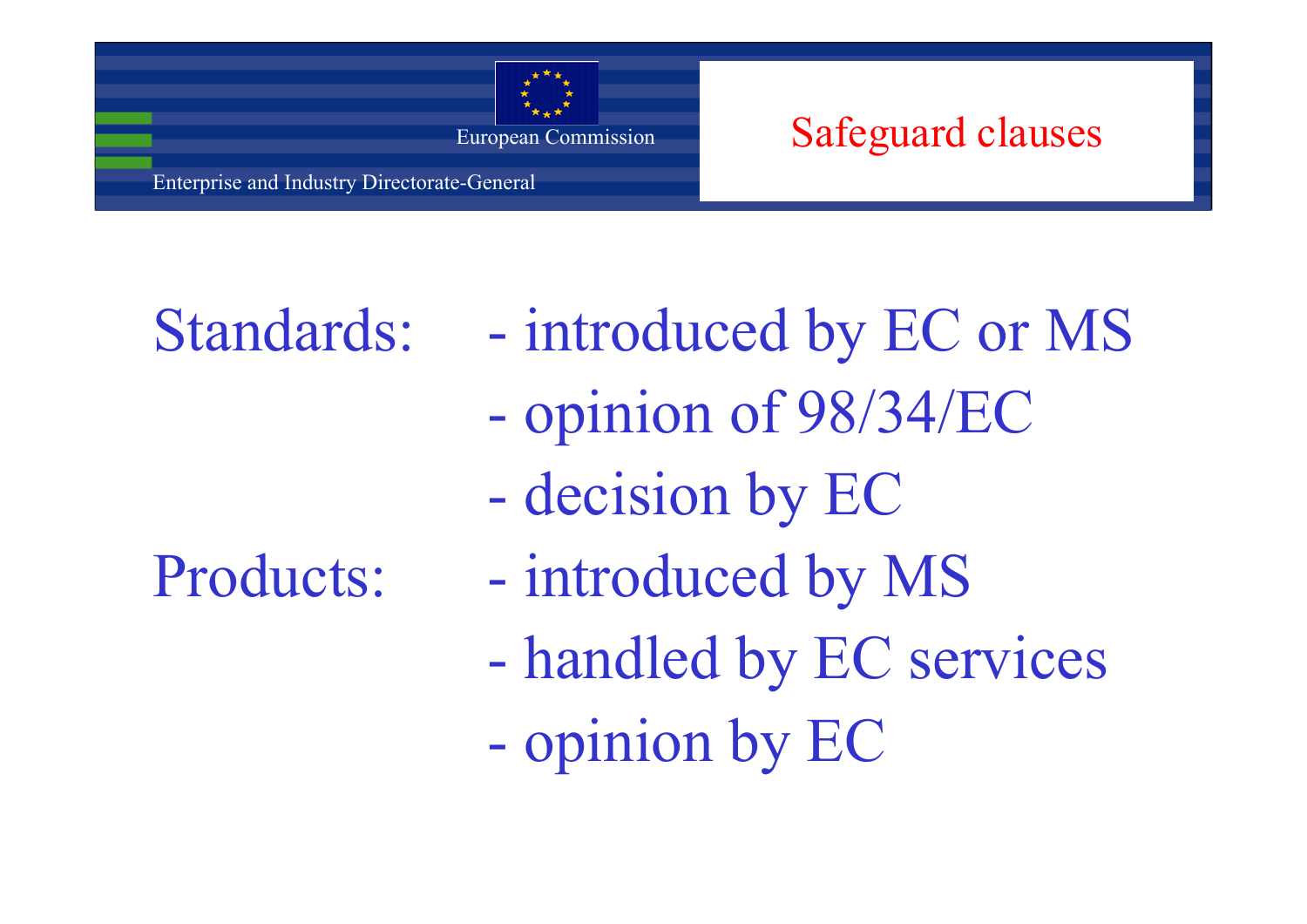# Safeguard clauses

Standards:
- introduced by EC or MS
- opinion of 98/34/EC
- decision by EC

Products:
- introduced by MS
- handled by EC services
- opinion by EC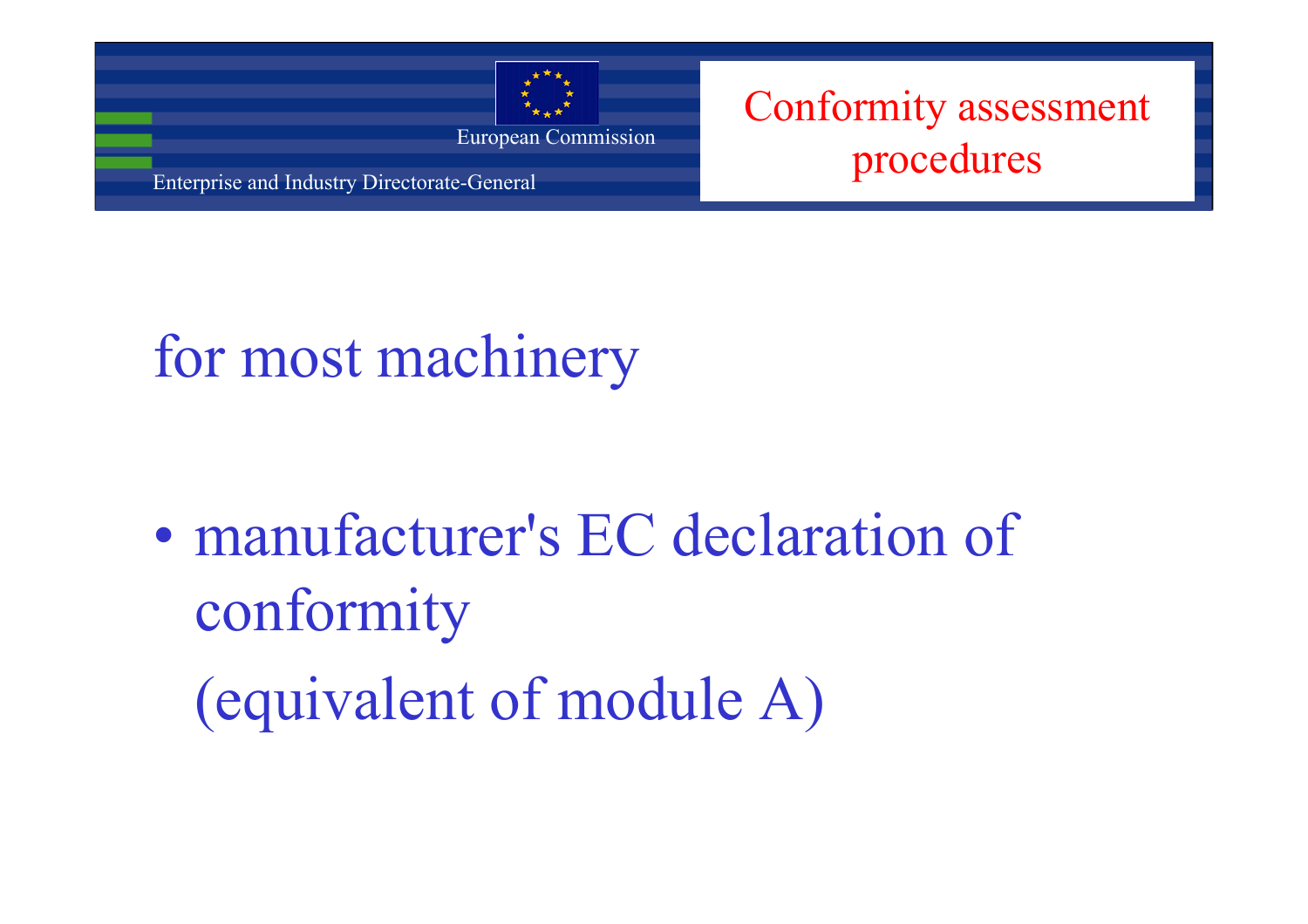# Conformity assessment procedures

## for most machinery

- manufacturer's EC declaration of conformity

  (equivalent of module A)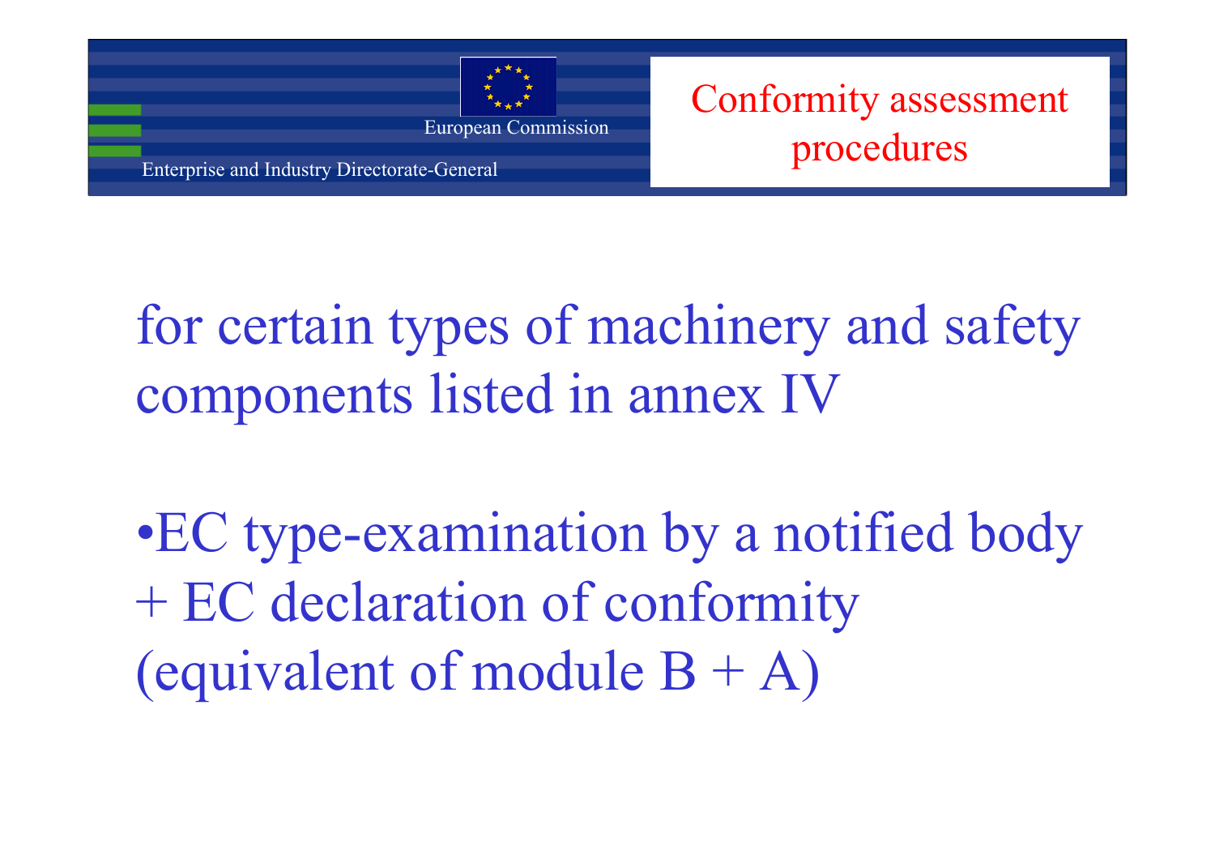# Conformity assessment procedures

for certain types of machinery and safety components listed in annex IV

- EC type-examination by a notified body + EC declaration of conformity (equivalent of module B + A)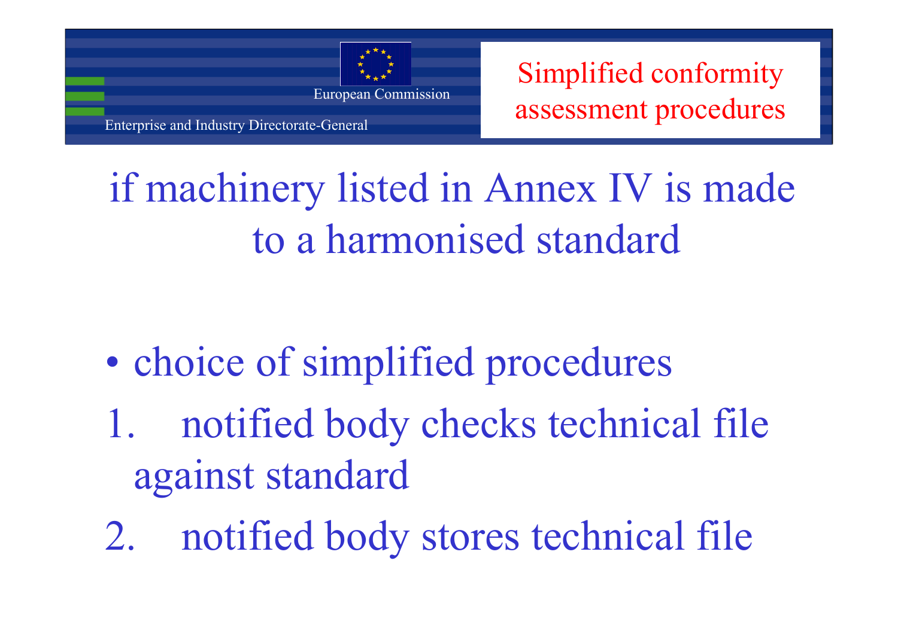# Simplified conformity assessment procedures

## if machinery listed in Annex IV is made to a harmonised standard

- choice of simplified procedures

1. notified body checks technical file against standard
2. notified body stores technical file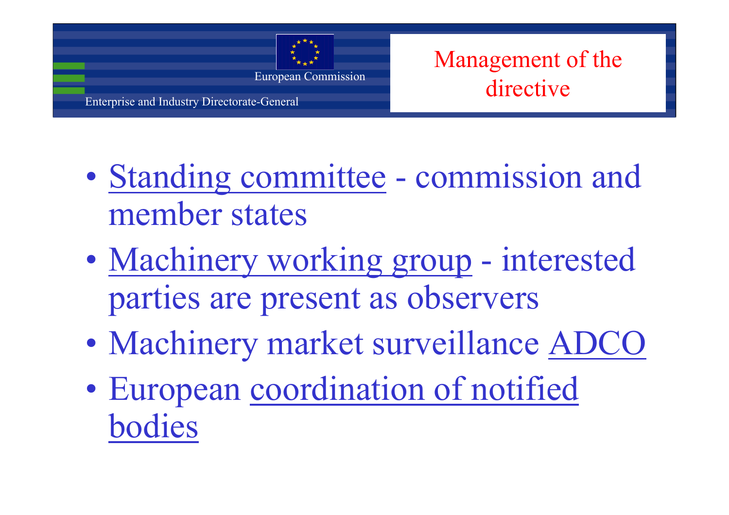# Management of the directive

- Standing committee - commission and member states
- Machinery working group - interested parties are present as observers
- Machinery market surveillance ADCO
- European coordination of notified bodies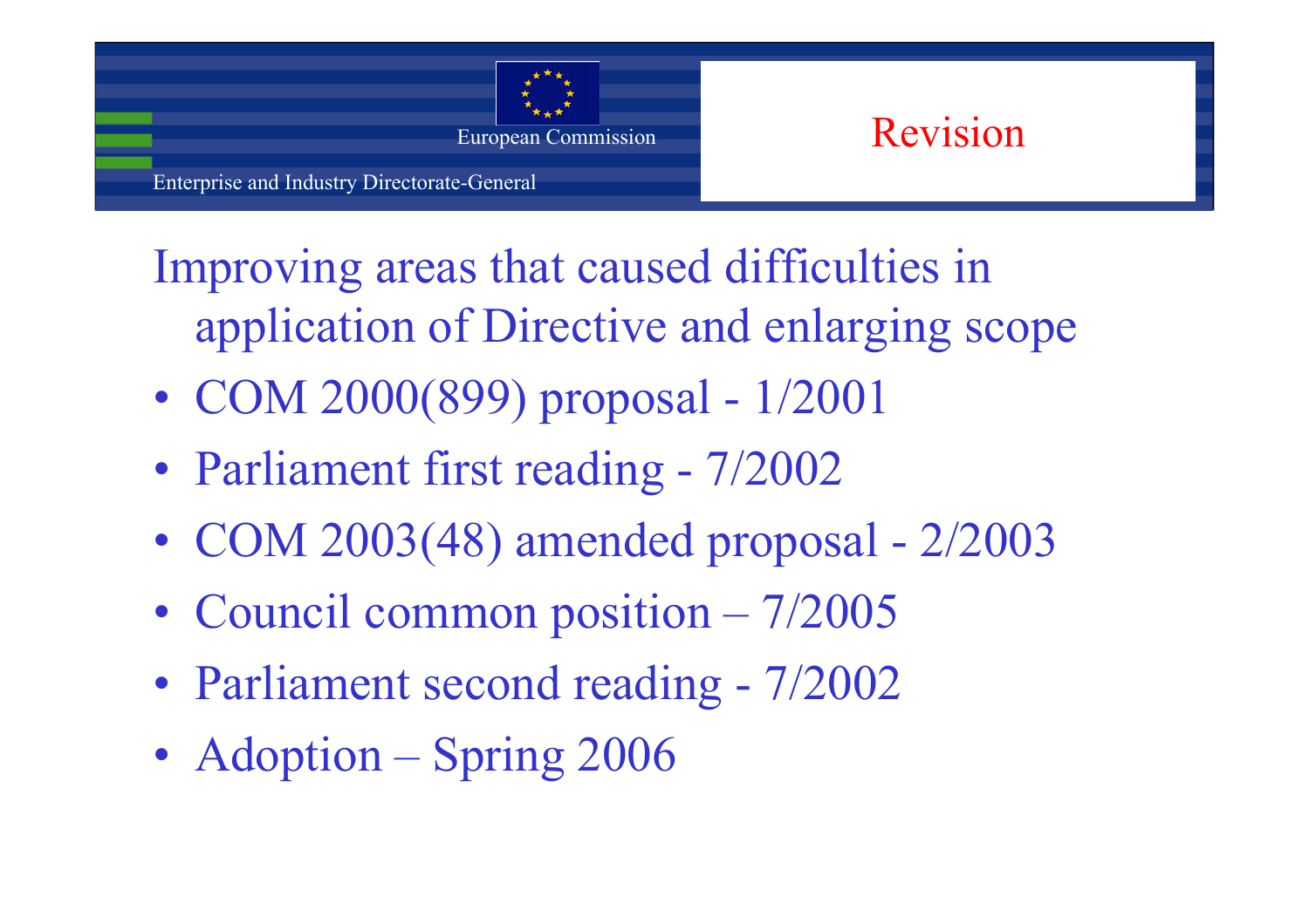# Revision

Improving areas that caused difficulties in application of Directive and enlarging scope

- COM 2000(899) proposal - 1/2001
- Parliament first reading - 7/2002
- COM 2003(48) amended proposal - 2/2003
- Council common position – 7/2005
- Parliament second reading - 7/2002
- Adoption – Spring 2006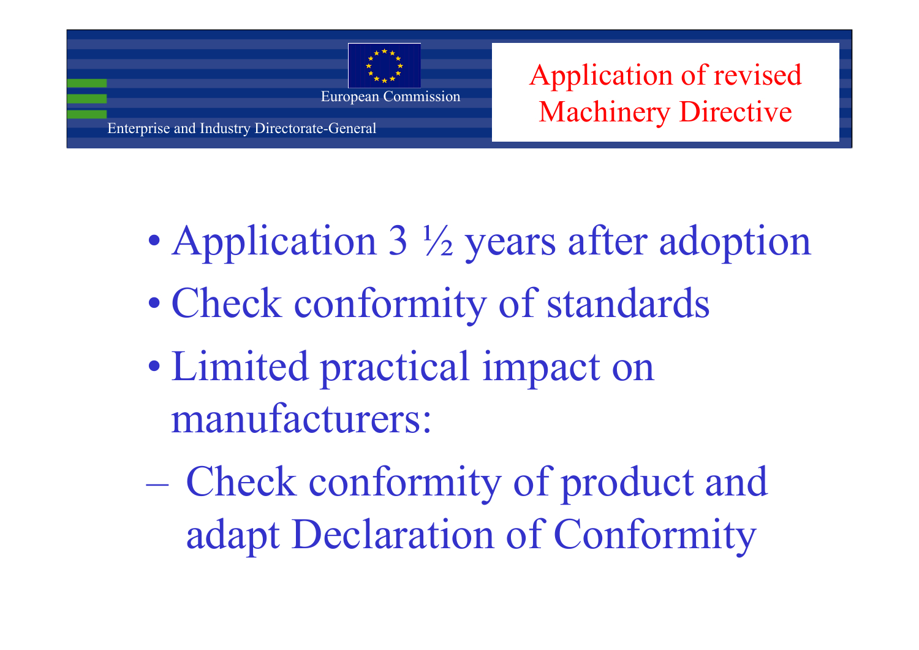# Application of revised Machinery Directive

- Application 3 ½ years after adoption
- Check conformity of standards
- Limited practical impact on manufacturers:
  - Check conformity of product and adapt Declaration of Conformity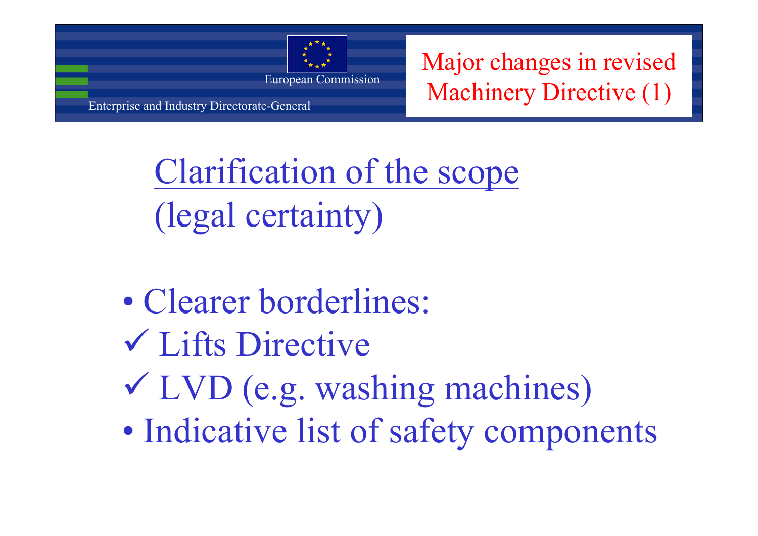# Major changes in revised Machinery Directive (1)

## Clarification of the scope
(legal certainty)

- Clearer borderlines:
  - ✓ Lifts Directive
  - ✓ LVD (e.g. washing machines)
- Indicative list of safety components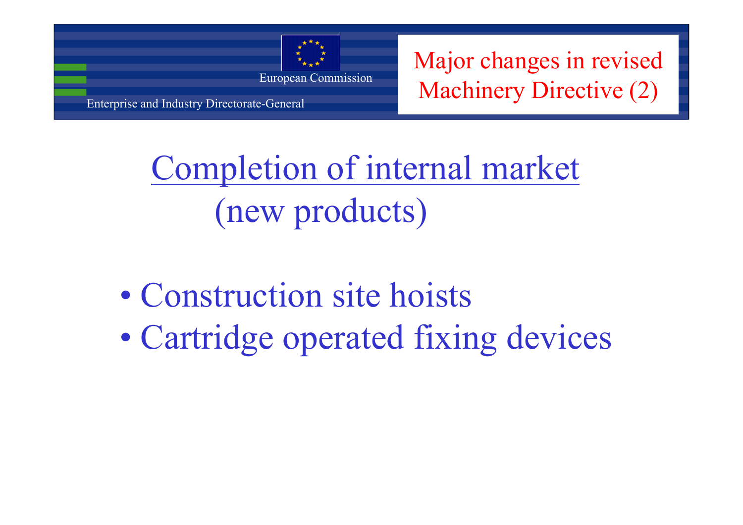# Major changes in revised Machinery Directive (2)

## Completion of internal market (new products)

- Construction site hoists
- Cartridge operated fixing devices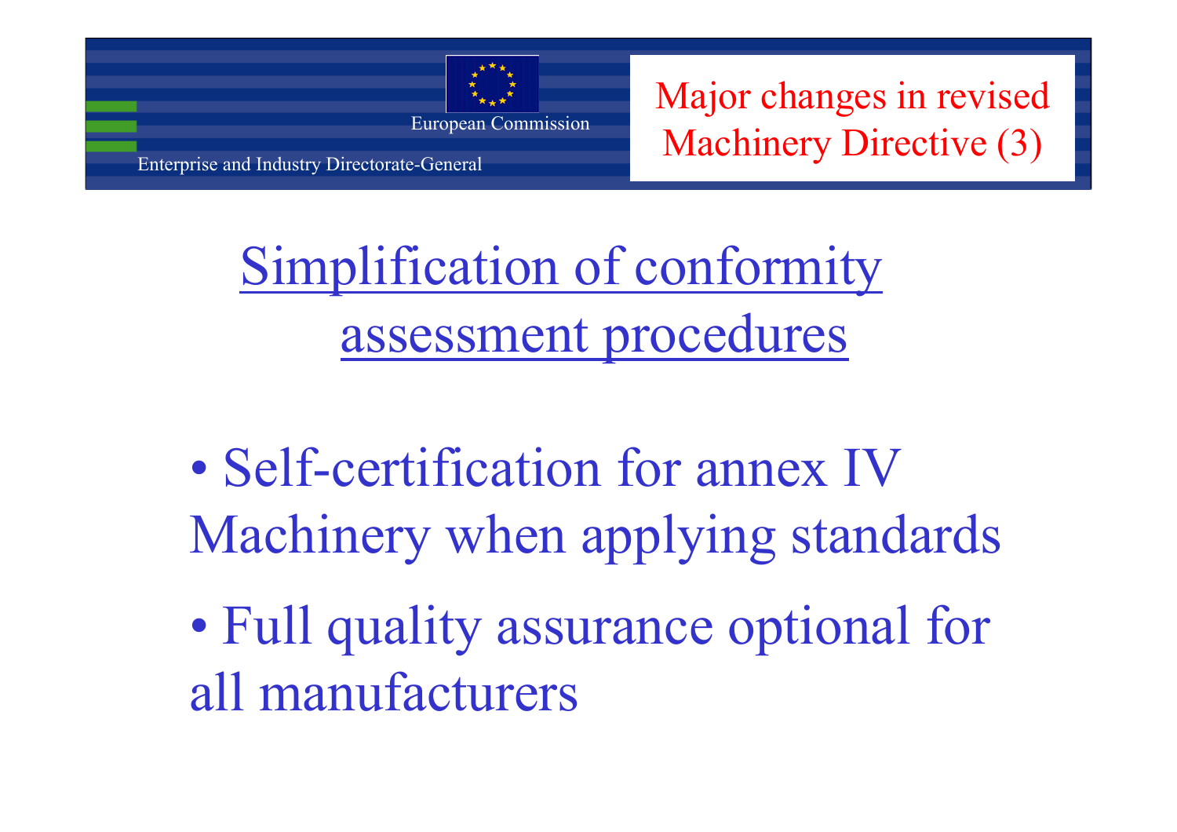# Major changes in revised Machinery Directive (3)

## Simplification of conformity assessment procedures

- Self-certification for annex IV Machinery when applying standards
- Full quality assurance optional for all manufacturers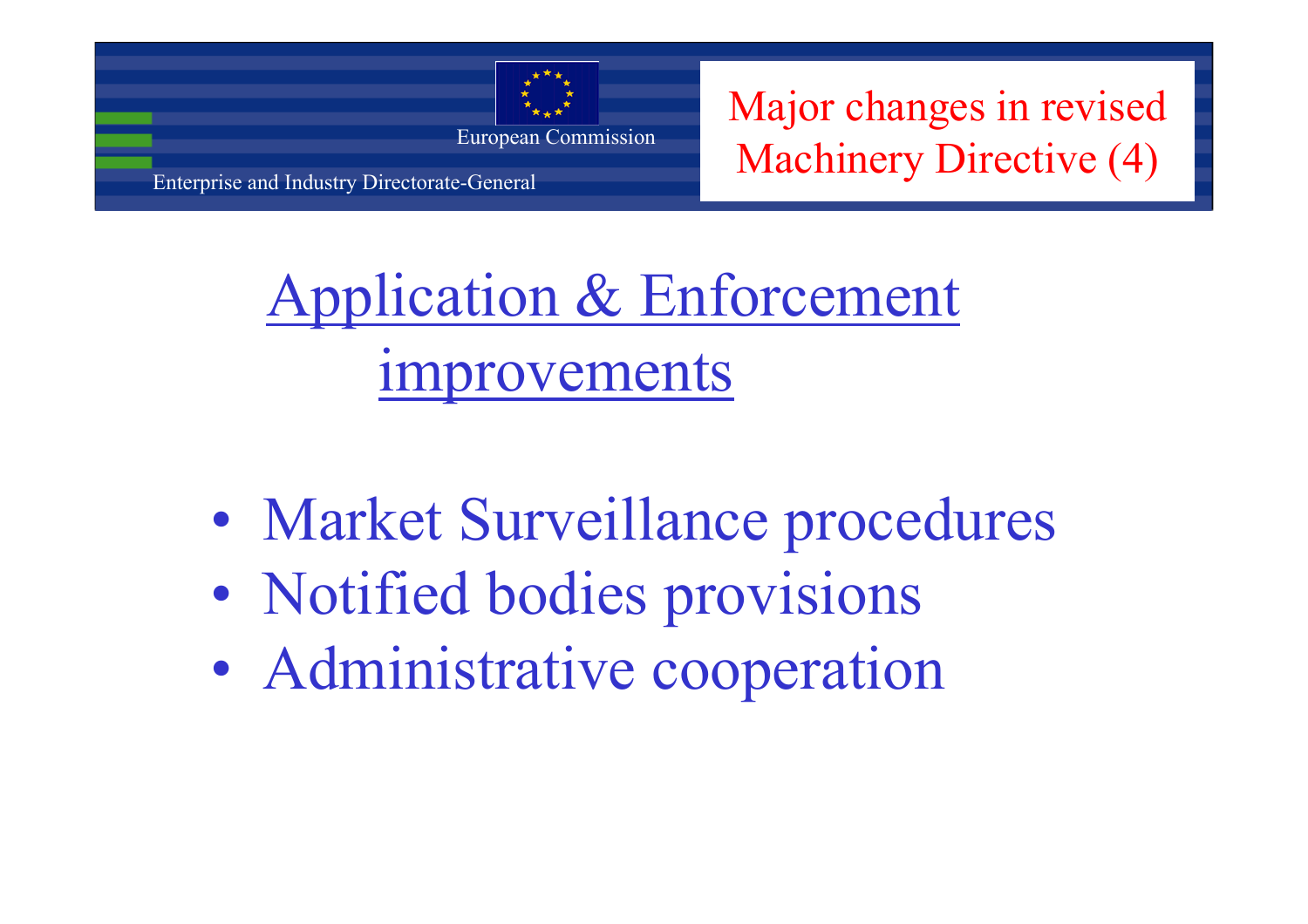European Commission

Enterprise and Industry Directorate-General

# Major changes in revised Machinery Directive (4)

## Application & Enforcement improvements

- Market Surveillance procedures
- Notified bodies provisions
- Administrative cooperation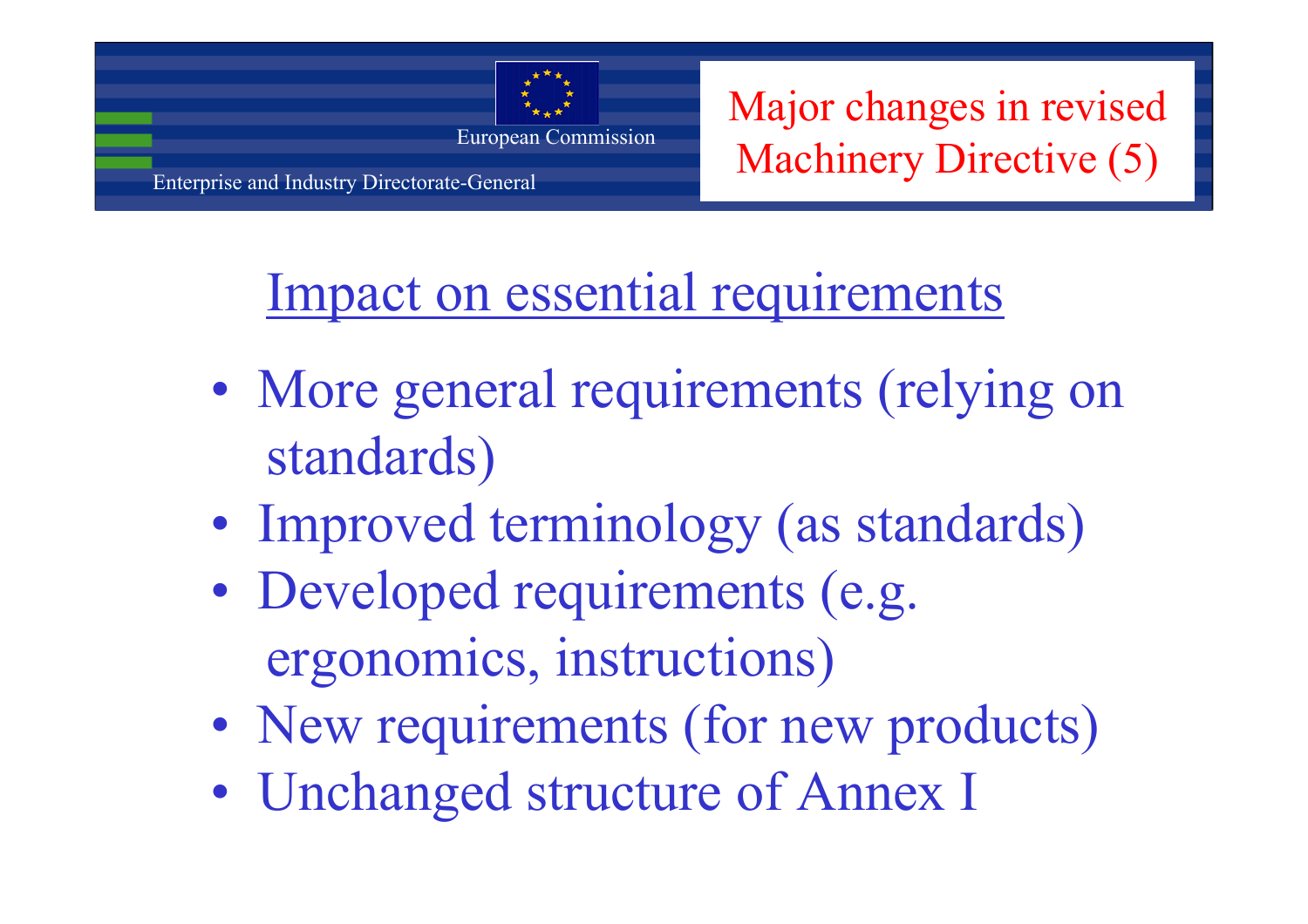# Major changes in revised Machinery Directive (5)

## Impact on essential requirements

- More general requirements (relying on standards)
- Improved terminology (as standards)
- Developed requirements (e.g. ergonomics, instructions)
- New requirements (for new products)
- Unchanged structure of Annex I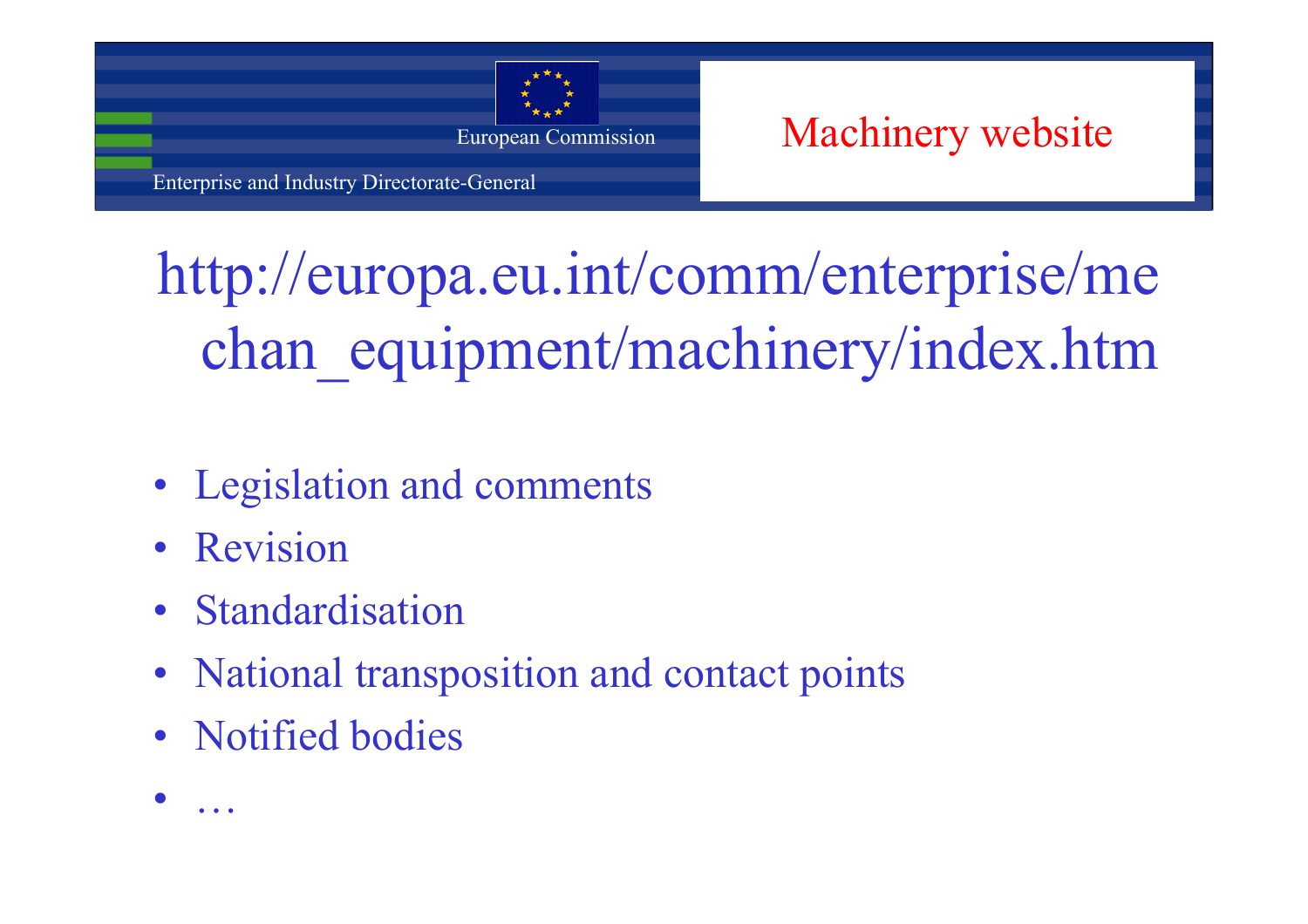European Commission

Enterprise and Industry Directorate-General

# Machinery website

## http://europa.eu.int/comm/enterprise/mechan_equipment/machinery/index.htm

- Legislation and comments
- Revision
- Standardisation
- National transposition and contact points
- Notified bodies
- …